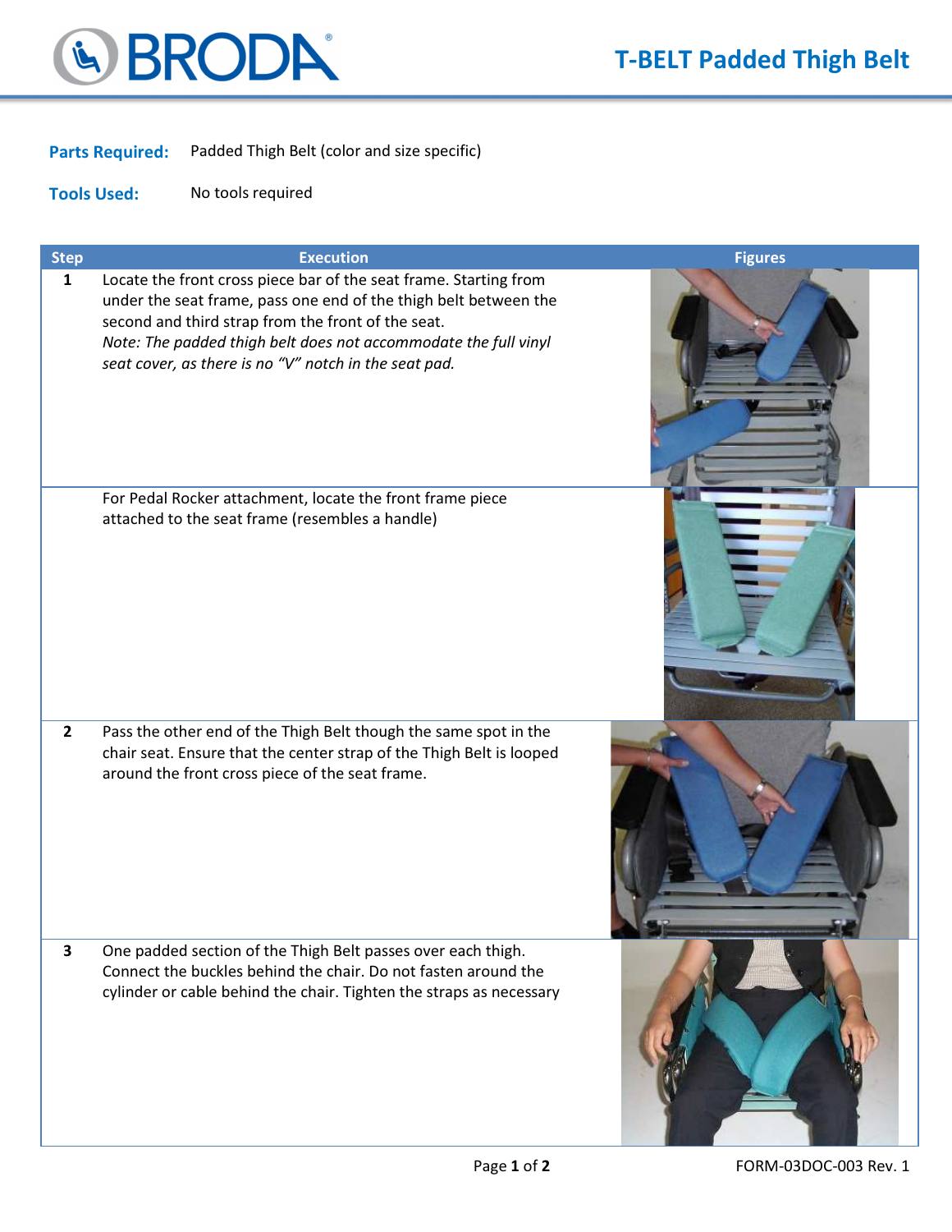# BRODA®

## T-BELT Padded Thigh Belt

**Parts Required:** Padded Thigh Belt (color and size specific)

**Tools Used:** No tools required

| Step | Execution | Figures |
|---|---|---|
| 1 | Locate the front cross piece bar of the seat frame. Starting from under the seat frame, pass one end of the thigh belt between the second and third strap from the front of the seat. *Note: The padded thigh belt does not accommodate the full vinyl seat cover, as there is no "V" notch in the seat pad.* | |
| | For Pedal Rocker attachment, locate the front frame piece attached to the seat frame (resembles a handle) | |
| 2 | Pass the other end of the Thigh Belt though the same spot in the chair seat. Ensure that the center strap of the Thigh Belt is looped around the front cross piece of the seat frame. | |
| 3 | One padded section of the Thigh Belt passes over each thigh. Connect the buckles behind the chair. Do not fasten around the cylinder or cable behind the chair. Tighten the straps as necessary | |

FORM-03DOC-003 Rev. 1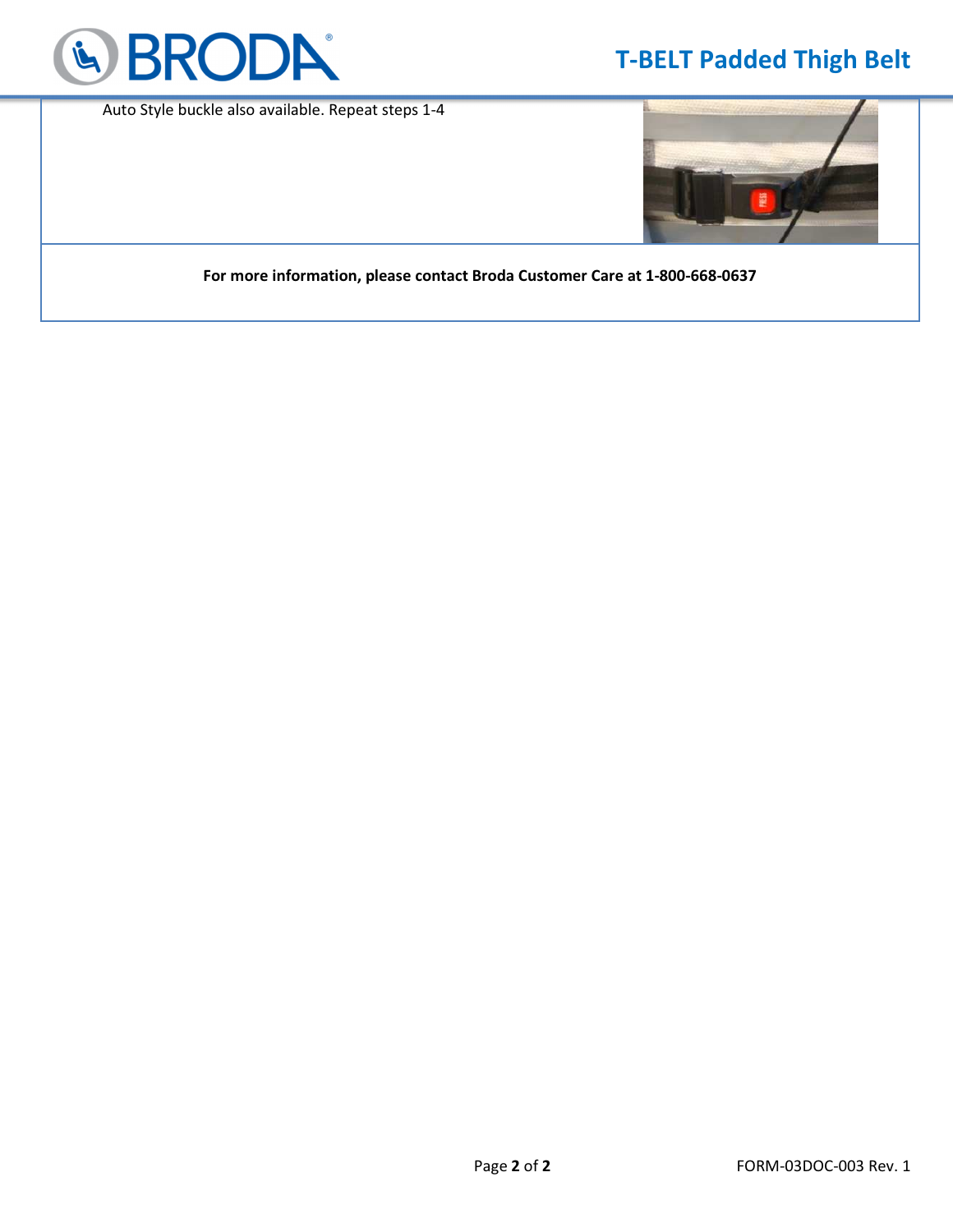Auto Style buckle also available. Repeat steps 1-4

**For more information, please contact Broda Customer Care at 1-800-668-0637**